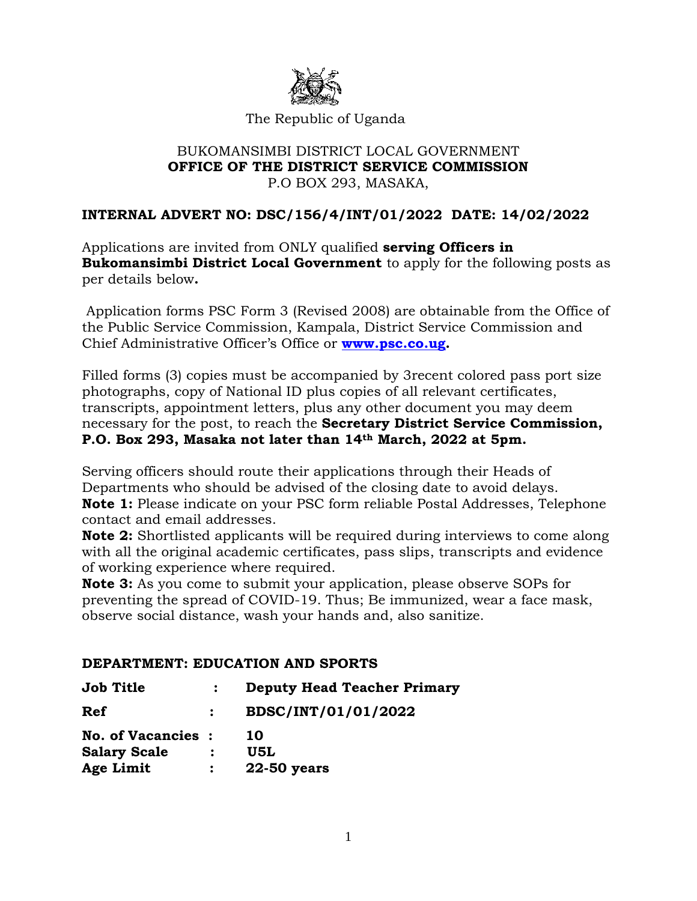The Republic of Uganda

BUKOMANSIMBI DISTRICT LOCAL GOVERNMENT
**OFFICE OF THE DISTRICT SERVICE COMMISSION**
P.O BOX 293, MASAKA,

**INTERNAL ADVERT NO: DSC/156/4/INT/01/2022 DATE: 14/02/2022**

Applications are invited from ONLY qualified **serving Officers in Bukomansimbi District Local Government** to apply for the following posts as per details below**.**

Application forms PSC Form 3 (Revised 2008) are obtainable from the Office of the Public Service Commission, Kampala, District Service Commission and Chief Administrative Officer's Office or **www.psc.co.ug.**

Filled forms (3) copies must be accompanied by 3recent colored pass port size photographs, copy of National ID plus copies of all relevant certificates, transcripts, appointment letters, plus any other document you may deem necessary for the post, to reach the **Secretary District Service Commission, P.O. Box 293, Masaka not later than 14th March, 2022 at 5pm.**

Serving officers should route their applications through their Heads of Departments who should be advised of the closing date to avoid delays.
**Note 1:** Please indicate on your PSC form reliable Postal Addresses, Telephone contact and email addresses.
**Note 2:** Shortlisted applicants will be required during interviews to come along with all the original academic certificates, pass slips, transcripts and evidence of working experience where required.
**Note 3:** As you come to submit your application, please observe SOPs for preventing the spread of COVID-19. Thus; Be immunized, wear a face mask, observe social distance, wash your hands and, also sanitize.

**DEPARTMENT: EDUCATION AND SPORTS**

**Job Title** : **Deputy Head Teacher Primary**

**Ref** : **BDSC/INT/01/01/2022**

**No. of Vacancies** : **10**
**Salary Scale** : **U5L**
**Age Limit** : **22-50 years**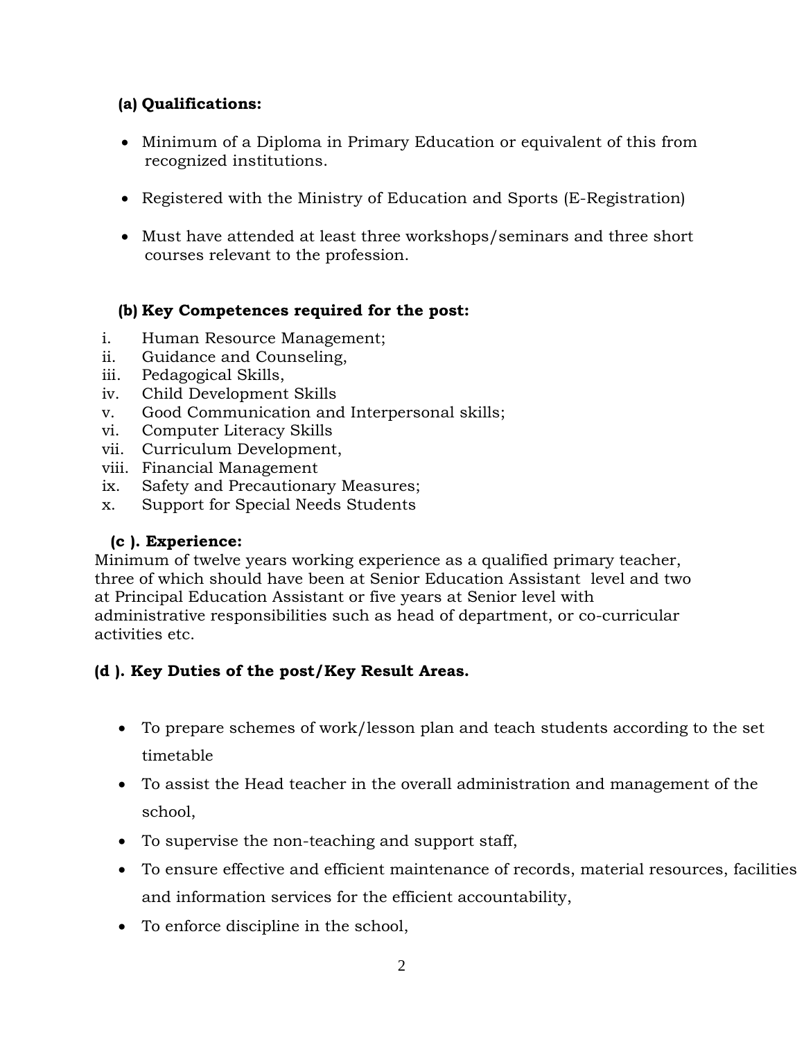**(a) Qualifications:**

- Minimum of a Diploma in Primary Education or equivalent of this from recognized institutions.
- Registered with the Ministry of Education and Sports (E-Registration)
- Must have attended at least three workshops/seminars and three short courses relevant to the profession.

**(b) Key Competences required for the post:**

i. Human Resource Management;
ii. Guidance and Counseling,
iii. Pedagogical Skills,
iv. Child Development Skills
v. Good Communication and Interpersonal skills;
vi. Computer Literacy Skills
vii. Curriculum Development,
viii. Financial Management
ix. Safety and Precautionary Measures;
x. Support for Special Needs Students

**(c ). Experience:**

Minimum of twelve years working experience as a qualified primary teacher, three of which should have been at Senior Education Assistant level and two at Principal Education Assistant or five years at Senior level with administrative responsibilities such as head of department, or co-curricular activities etc.

**(d ). Key Duties of the post/Key Result Areas.**

- To prepare schemes of work/lesson plan and teach students according to the set timetable
- To assist the Head teacher in the overall administration and management of the school,
- To supervise the non-teaching and support staff,
- To ensure effective and efficient maintenance of records, material resources, facilities and information services for the efficient accountability,
- To enforce discipline in the school,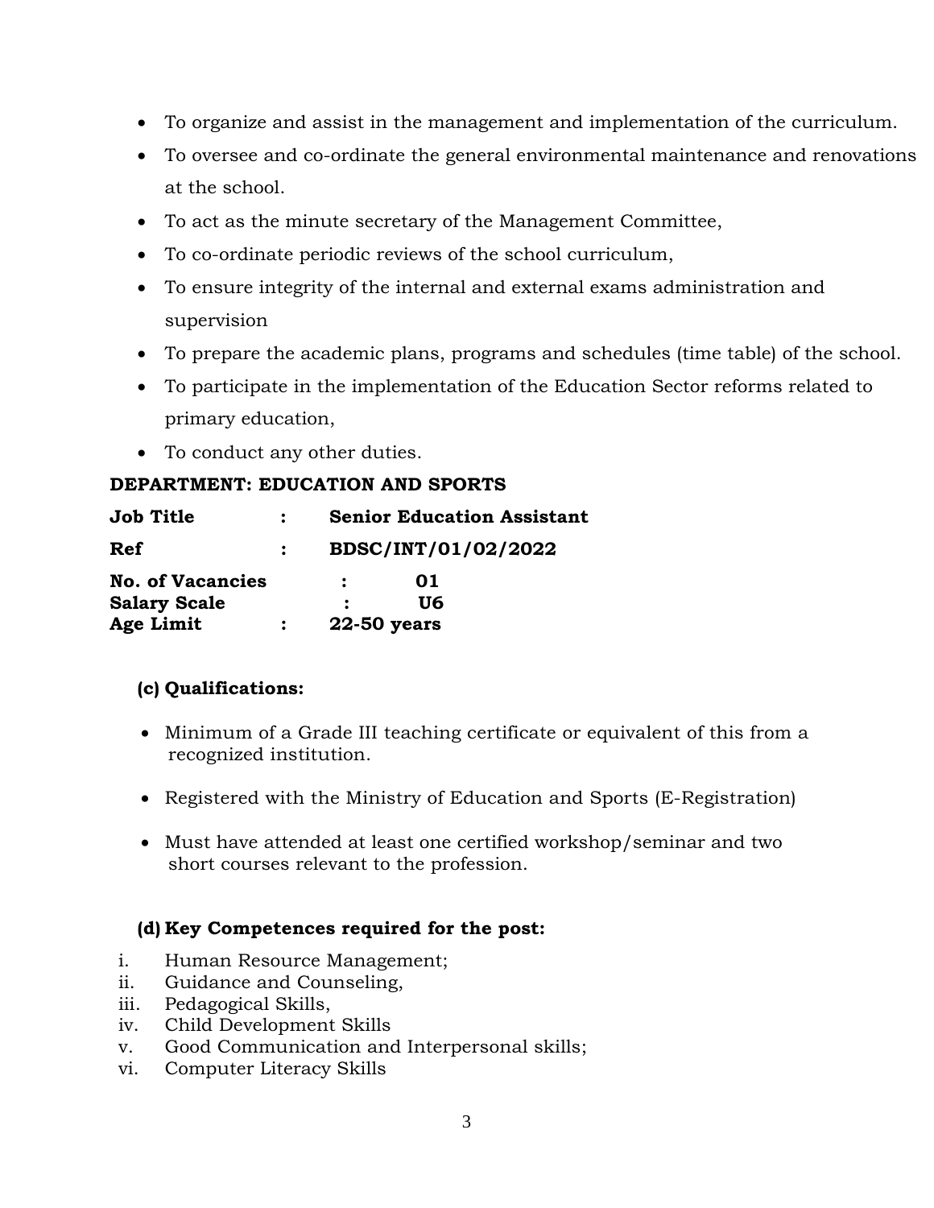- To organize and assist in the management and implementation of the curriculum.
- To oversee and co-ordinate the general environmental maintenance and renovations at the school.
- To act as the minute secretary of the Management Committee,
- To co-ordinate periodic reviews of the school curriculum,
- To ensure integrity of the internal and external exams administration and supervision
- To prepare the academic plans, programs and schedules (time table) of the school.
- To participate in the implementation of the Education Sector reforms related to primary education,
- To conduct any other duties.

**DEPARTMENT: EDUCATION AND SPORTS**

**Job Title : Senior Education Assistant**

**Ref : BDSC/INT/01/02/2022**

**No. of Vacancies : 01**
**Salary Scale : U6**
**Age Limit : 22-50 years**

**(c) Qualifications:**

- Minimum of a Grade III teaching certificate or equivalent of this from a recognized institution.
- Registered with the Ministry of Education and Sports (E-Registration)
- Must have attended at least one certified workshop/seminar and two short courses relevant to the profession.

**(d) Key Competences required for the post:**

i. Human Resource Management;
ii. Guidance and Counseling,
iii. Pedagogical Skills,
iv. Child Development Skills
v. Good Communication and Interpersonal skills;
vi. Computer Literacy Skills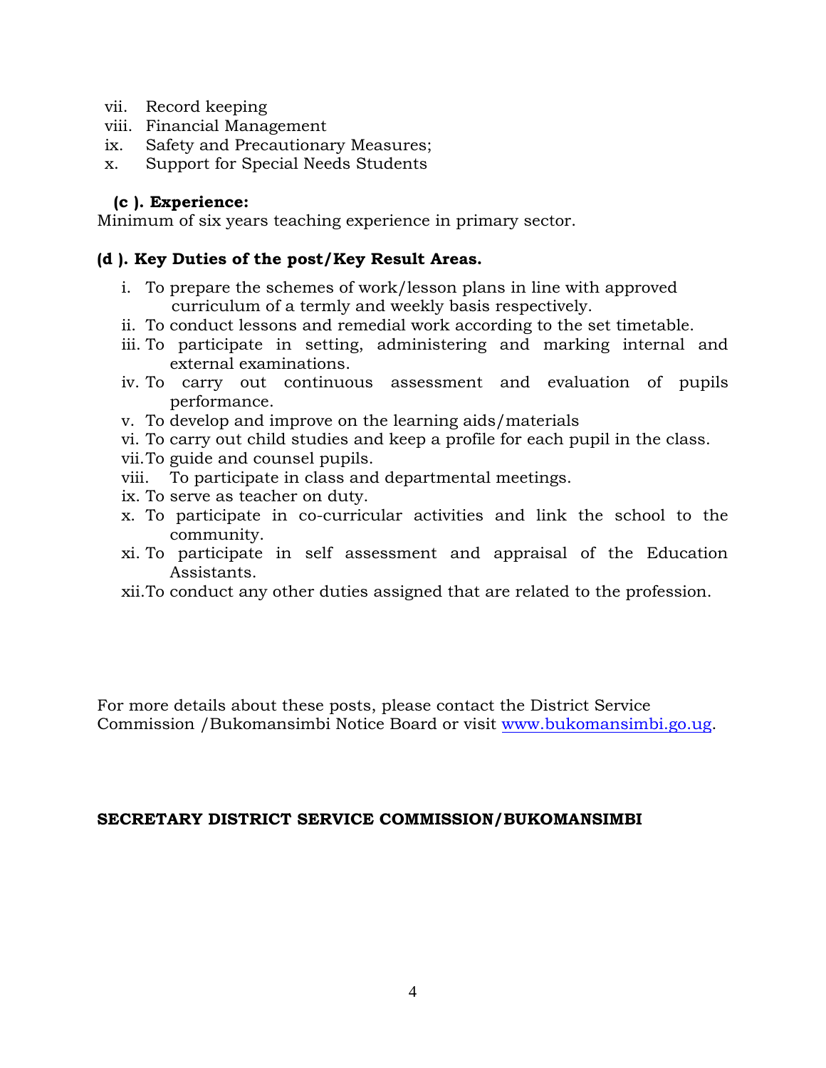vii. Record keeping
viii. Financial Management
ix. Safety and Precautionary Measures;
x. Support for Special Needs Students

**(c ). Experience:**

Minimum of six years teaching experience in primary sector.

**(d ). Key Duties of the post/Key Result Areas.**

i. To prepare the schemes of work/lesson plans in line with approved curriculum of a termly and weekly basis respectively.
ii. To conduct lessons and remedial work according to the set timetable.
iii. To participate in setting, administering and marking internal and external examinations.
iv. To carry out continuous assessment and evaluation of pupils performance.
v. To develop and improve on the learning aids/materials
vi. To carry out child studies and keep a profile for each pupil in the class.
vii. To guide and counsel pupils.
viii. To participate in class and departmental meetings.
ix. To serve as teacher on duty.
x. To participate in co-curricular activities and link the school to the community.
xi. To participate in self assessment and appraisal of the Education Assistants.
xii. To conduct any other duties assigned that are related to the profession.

For more details about these posts, please contact the District Service Commission /Bukomansimbi Notice Board or visit [www.bukomansimbi.go.ug](http://www.bukomansimbi.go.ug).

**SECRETARY DISTRICT SERVICE COMMISSION/BUKOMANSIMBI**